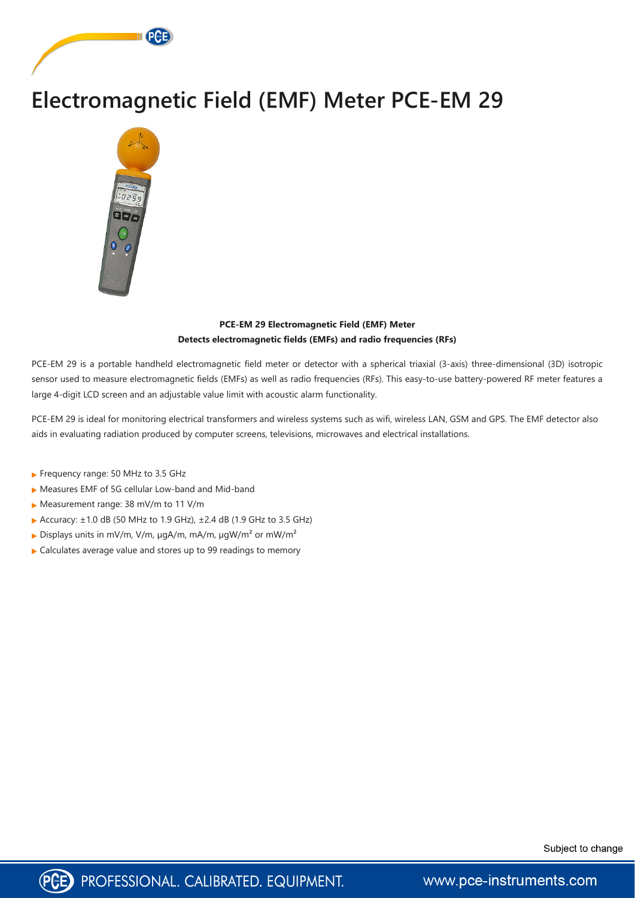# Electromagnetic Field (EMF) Meter PCE-EM 29

**PCE-EM 29 Electromagnetic Field (EMF) Meter**
**Detects electromagnetic fields (EMFs) and radio frequencies (RFs)**

PCE-EM 29 is a portable handheld electromagnetic field meter or detector with a spherical triaxial (3-axis) three-dimensional (3D) isotropic sensor used to measure electromagnetic fields (EMFs) as well as radio frequencies (RFs). This easy-to-use battery-powered RF meter features a large 4-digit LCD screen and an adjustable value limit with acoustic alarm functionality.

PCE-EM 29 is ideal for monitoring electrical transformers and wireless systems such as wifi, wireless LAN, GSM and GPS. The EMF detector also aids in evaluating radiation produced by computer screens, televisions, microwaves and electrical installations.

- Frequency range: 50 MHz to 3.5 GHz
- Measures EMF of 5G cellular Low-band and Mid-band
- Measurement range: 38 mV/m to 11 V/m
- Accuracy: ±1.0 dB (50 MHz to 1.9 GHz), ±2.4 dB (1.9 GHz to 3.5 GHz)
- Displays units in mV/m, V/m, µgA/m, mA/m, µgW/m² or mW/m²
- Calculates average value and stores up to 99 readings to memory

Subject to change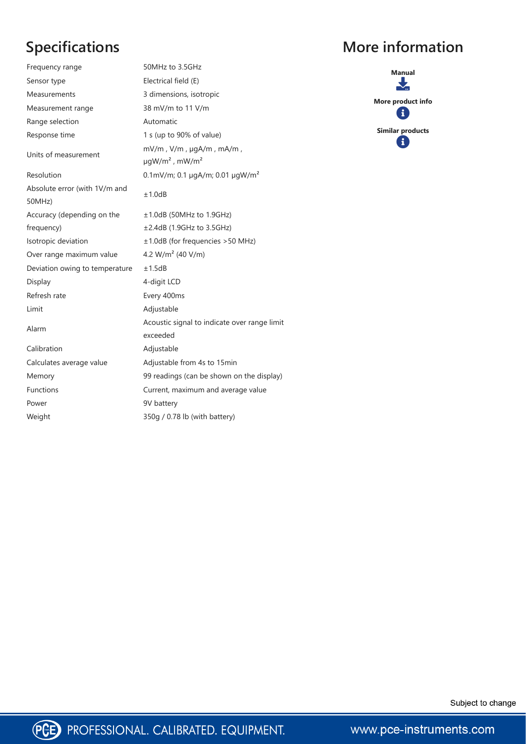## Specifications

| | |
|---|---|
| Frequency range | 50MHz to 3.5GHz |
| Sensor type | Electrical field (E) |
| Measurements | 3 dimensions, isotropic |
| Measurement range | 38 mV/m to 11 V/m |
| Range selection | Automatic |
| Response time | 1 s (up to 90% of value) |
| Units of measurement | mV/m , V/m , µgA/m , mA/m , µgW/m², mW/m² |
| Resolution | 0.1mV/m; 0.1 µgA/m; 0.01 µgW/m² |
| Absolute error (with 1V/m and 50MHz) | ±1.0dB |
| Accuracy (depending on the frequency) | ±1.0dB (50MHz to 1.9GHz)<br>±2.4dB (1.9GHz to 3.5GHz) |
| Isotropic deviation | ±1.0dB (for frequencies >50 MHz) |
| Over range maximum value | 4.2 W/m² (40 V/m) |
| Deviation owing to temperature | ±1.5dB |
| Display | 4-digit LCD |
| Refresh rate | Every 400ms |
| Limit | Adjustable |
| Alarm | Acoustic signal to indicate over range limit exceeded |
| Calibration | Adjustable |
| Calculates average value | Adjustable from 4s to 15min |
| Memory | 99 readings (can be shown on the display) |
| Functions | Current, maximum and average value |
| Power | 9V battery |
| Weight | 350g / 0.78 lb (with battery) |

## More information

**Manual**

**More product info**

**Similar products**

Subject to change